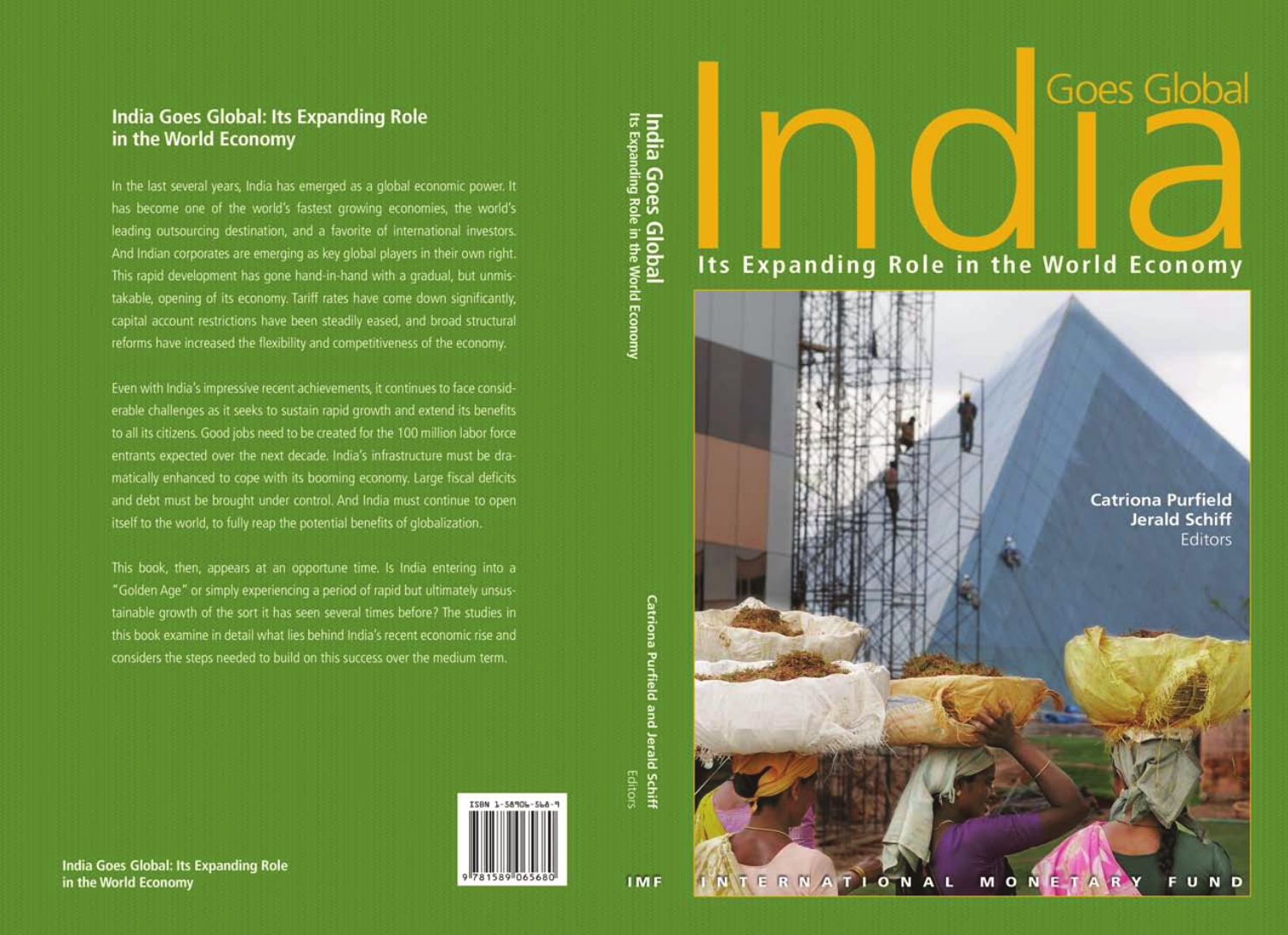# India Goes Global: Its Expanding Role in the World Economy

In the last several years, India has emerged as a global economic power. It has become one of the world's fastest growing economies, the world's leading outsourcing destination, and a favorite of international investors. And Indian corporates are emerging as key global players in their own right. This rapid development has gone hand-in-hand with a gradual, but unmistakable, opening of its economy. Tariff rates have come down significantly, capital account restrictions have been steadily eased, and broad structural reforms have increased the flexibility and competitiveness of the economy.

Even with India's impressive recent achievements, it continues to face considerable challenges as it seeks to sustain rapid growth and extend its benefits to all its citizens. Good jobs need to be created for the 100 million labor force entrants expected over the next decade. India's infrastructure must be dramatically enhanced to cope with its booming economy. Large fiscal deficits and debt must be brought under control. And India must continue to open itself to the world, to fully reap the potential benefits of globalization.

This book, then, appears at an opportune time. Is India entering into a "Golden Age" or simply experiencing a period of rapid but ultimately unsustainable growth of the sort it has seen several times before? The studies in this book examine in detail what lies behind India's recent economic rise and considers the steps needed to build on this success over the medium term.

ISBN 1-58906-568-9

9 781589 065680

India Goes Global: Its Expanding Role in the World Economy

India Goes Global
Its Expanding Role in the World Economy

Catriona Purfield and Jerald Schiff
Editors

IMF

# India Goes Global

## Its Expanding Role in the World Economy

Catriona Purfield
Jerald Schiff
Editors

INTERNATIONAL MONETARY FUND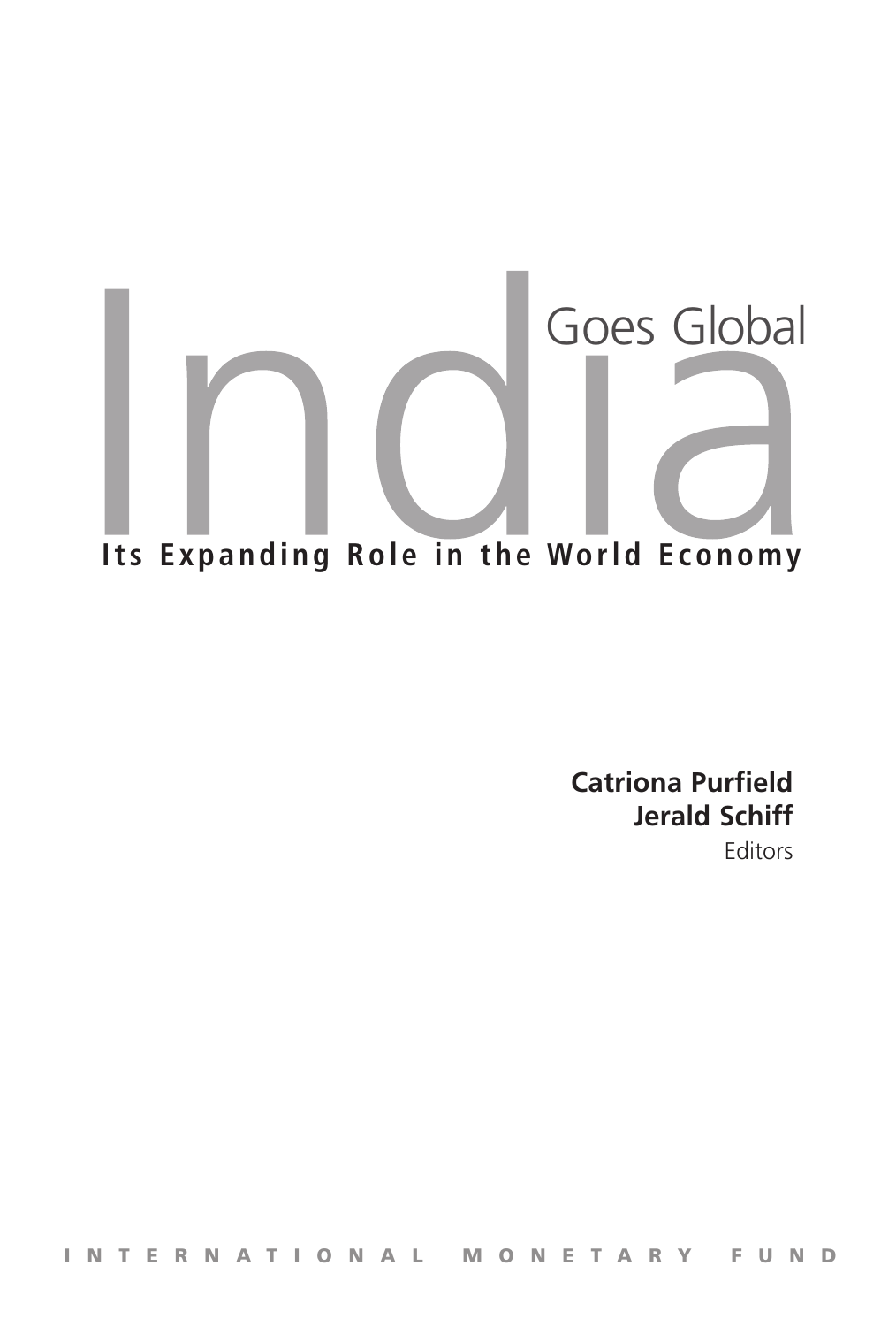# India Goes Global

## Its Expanding Role in the World Economy

**Catriona Purfield**
**Jerald Schiff**
Editors

INTERNATIONAL MONETARY FUND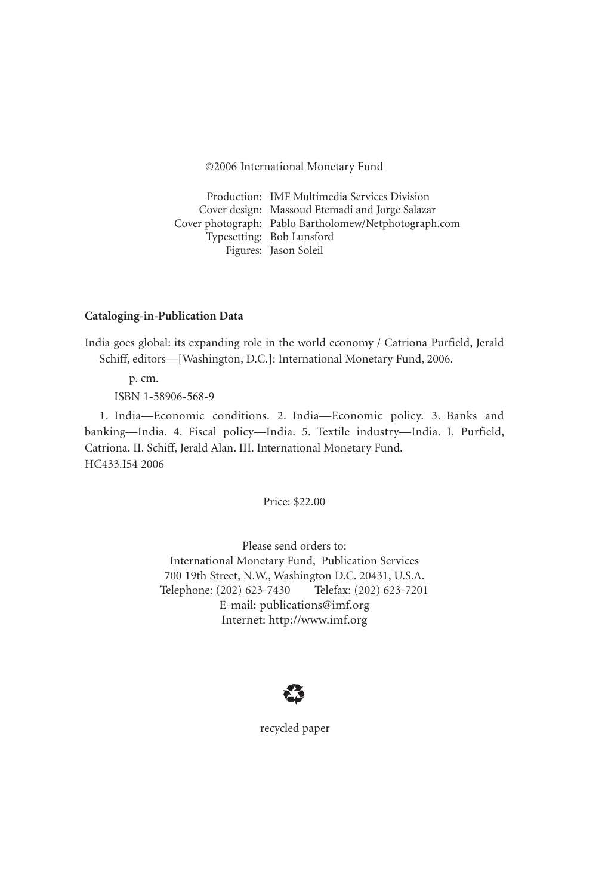©2006 International Monetary Fund

Production: IMF Multimedia Services Division
Cover design: Massoud Etemadi and Jorge Salazar
Cover photograph: Pablo Bartholomew/Netphotograph.com
Typesetting: Bob Lunsford
Figures: Jason Soleil

**Cataloging-in-Publication Data**

India goes global: its expanding role in the world economy / Catriona Purfield, Jerald Schiff, editors—[Washington, D.C.]: International Monetary Fund, 2006.

p. cm.

ISBN 1-58906-568-9

1. India—Economic conditions. 2. India—Economic policy. 3. Banks and banking—India. 4. Fiscal policy—India. 5. Textile industry—India. I. Purfield, Catriona. II. Schiff, Jerald Alan. III. International Monetary Fund.
HC433.I54 2006

Price: $22.00

Please send orders to:
International Monetary Fund, Publication Services
700 19th Street, N.W., Washington D.C. 20431, U.S.A.
Telephone: (202) 623-7430 Telefax: (202) 623-7201
E-mail: publications@imf.org
Internet: http://www.imf.org

recycled paper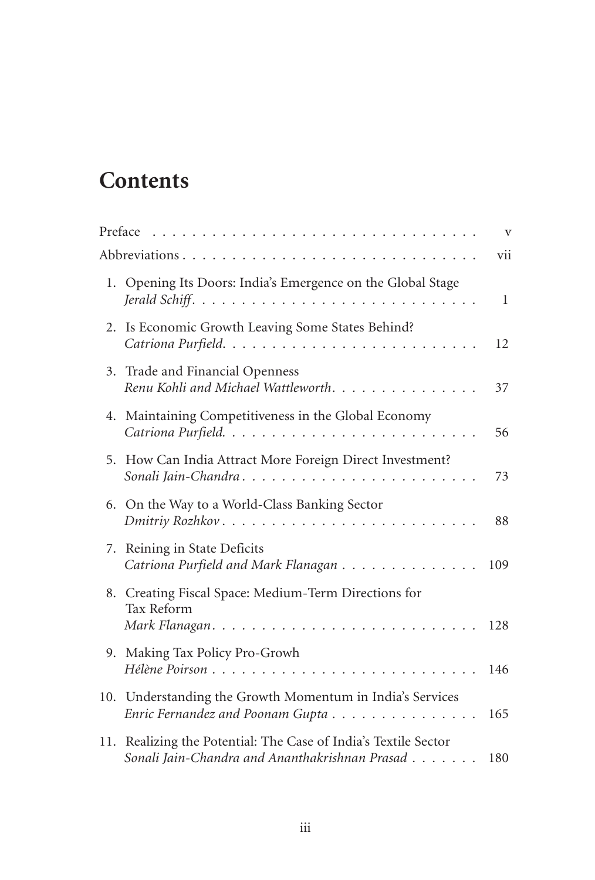# Contents

| | |
|---|---|
| Preface | v |
| Abbreviations | vii |
| 1. Opening Its Doors: India's Emergence on the Global Stage<br>*Jerald Schiff* | 1 |
| 2. Is Economic Growth Leaving Some States Behind?<br>*Catriona Purfield* | 12 |
| 3. Trade and Financial Openness<br>*Renu Kohli and Michael Wattleworth* | 37 |
| 4. Maintaining Competitiveness in the Global Economy<br>*Catriona Purfield* | 56 |
| 5. How Can India Attract More Foreign Direct Investment?<br>*Sonali Jain-Chandra* | 73 |
| 6. On the Way to a World-Class Banking Sector<br>*Dmitriy Rozhkov* | 88 |
| 7. Reining in State Deficits<br>*Catriona Purfield and Mark Flanagan* | 109 |
| 8. Creating Fiscal Space: Medium-Term Directions for Tax Reform<br>*Mark Flanagan* | 128 |
| 9. Making Tax Policy Pro-Growth<br>*Hélène Poirson* | 146 |
| 10. Understanding the Growth Momentum in India's Services<br>*Enric Fernandez and Poonam Gupta* | 165 |
| 11. Realizing the Potential: The Case of India's Textile Sector<br>*Sonali Jain-Chandra and Ananthakrishnan Prasad* | 180 |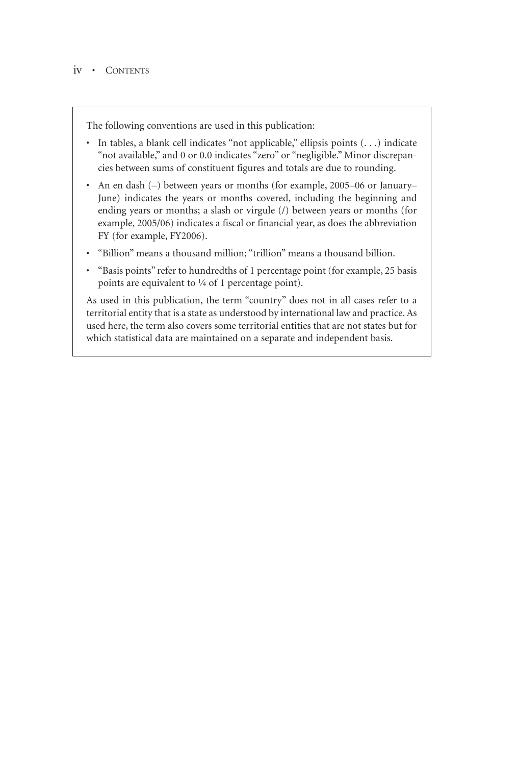The following conventions are used in this publication:

- In tables, a blank cell indicates "not applicable," ellipsis points (. . .) indicate "not available," and 0 or 0.0 indicates "zero" or "negligible." Minor discrepancies between sums of constituent figures and totals are due to rounding.
- An en dash (–) between years or months (for example, 2005–06 or January–June) indicates the years or months covered, including the beginning and ending years or months; a slash or virgule (/) between years or months (for example, 2005/06) indicates a fiscal or financial year, as does the abbreviation FY (for example, FY2006).
- "Billion" means a thousand million; "trillion" means a thousand billion.
- "Basis points" refer to hundredths of 1 percentage point (for example, 25 basis points are equivalent to ¼ of 1 percentage point).

As used in this publication, the term "country" does not in all cases refer to a territorial entity that is a state as understood by international law and practice. As used here, the term also covers some territorial entities that are not states but for which statistical data are maintained on a separate and independent basis.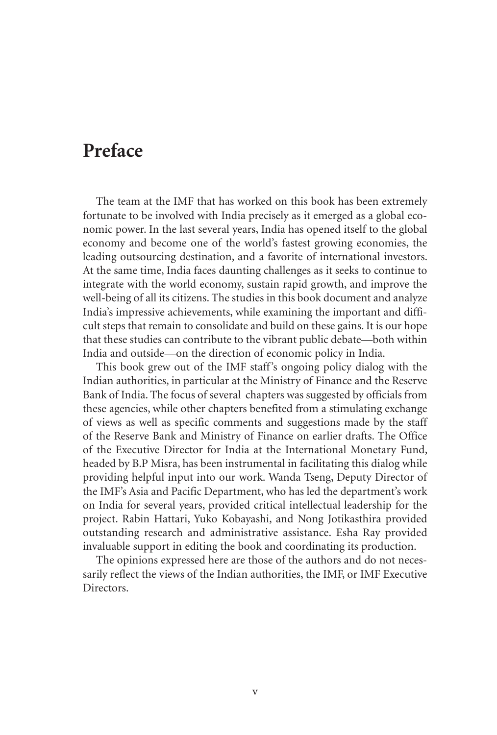# Preface

The team at the IMF that has worked on this book has been extremely fortunate to be involved with India precisely as it emerged as a global economic power. In the last several years, India has opened itself to the global economy and become one of the world's fastest growing economies, the leading outsourcing destination, and a favorite of international investors. At the same time, India faces daunting challenges as it seeks to continue to integrate with the world economy, sustain rapid growth, and improve the well-being of all its citizens. The studies in this book document and analyze India's impressive achievements, while examining the important and difficult steps that remain to consolidate and build on these gains. It is our hope that these studies can contribute to the vibrant public debate—both within India and outside—on the direction of economic policy in India.

This book grew out of the IMF staff's ongoing policy dialog with the Indian authorities, in particular at the Ministry of Finance and the Reserve Bank of India. The focus of several chapters was suggested by officials from these agencies, while other chapters benefited from a stimulating exchange of views as well as specific comments and suggestions made by the staff of the Reserve Bank and Ministry of Finance on earlier drafts. The Office of the Executive Director for India at the International Monetary Fund, headed by B.P Misra, has been instrumental in facilitating this dialog while providing helpful input into our work. Wanda Tseng, Deputy Director of the IMF's Asia and Pacific Department, who has led the department's work on India for several years, provided critical intellectual leadership for the project. Rabin Hattari, Yuko Kobayashi, and Nong Jotikasthira provided outstanding research and administrative assistance. Esha Ray provided invaluable support in editing the book and coordinating its production.

The opinions expressed here are those of the authors and do not necessarily reflect the views of the Indian authorities, the IMF, or IMF Executive Directors.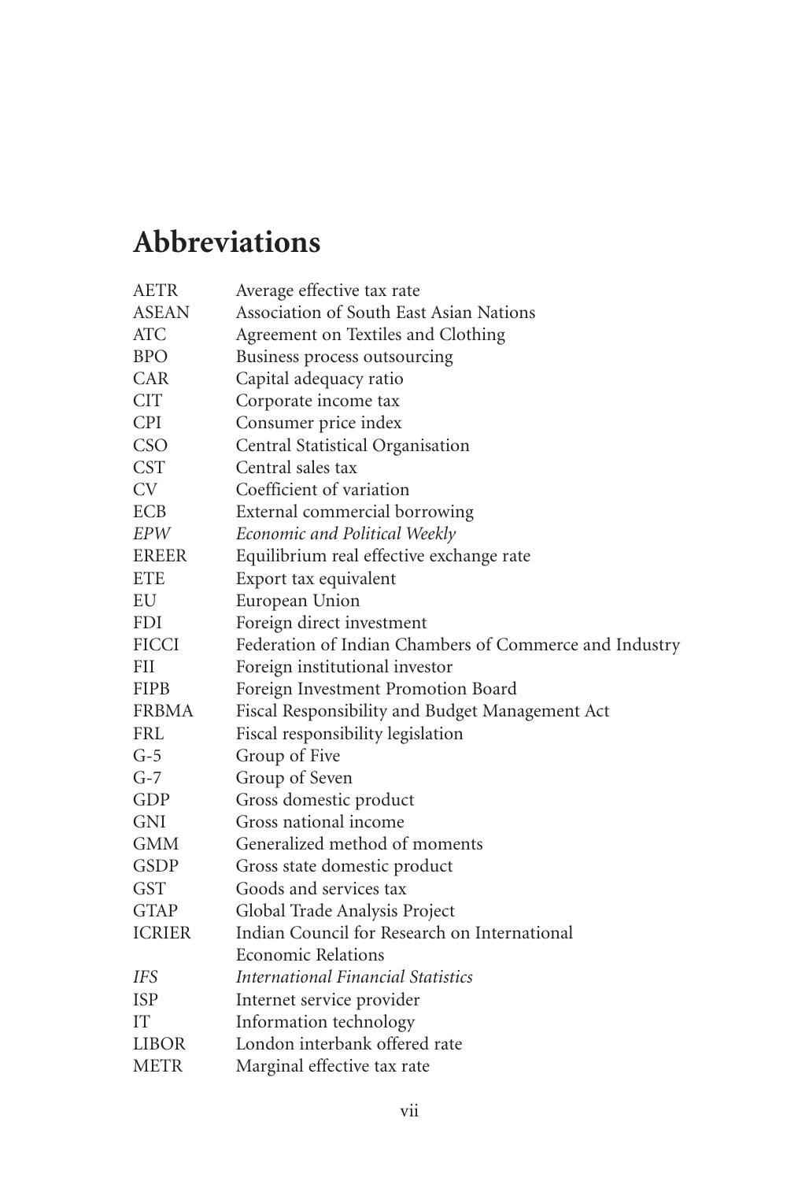# Abbreviations

| | |
|---|---|
| AETR | Average effective tax rate |
| ASEAN | Association of South East Asian Nations |
| ATC | Agreement on Textiles and Clothing |
| BPO | Business process outsourcing |
| CAR | Capital adequacy ratio |
| CIT | Corporate income tax |
| CPI | Consumer price index |
| CSO | Central Statistical Organisation |
| CST | Central sales tax |
| CV | Coefficient of variation |
| ECB | External commercial borrowing |
| *EPW* | *Economic and Political Weekly* |
| EREER | Equilibrium real effective exchange rate |
| ETE | Export tax equivalent |
| EU | European Union |
| FDI | Foreign direct investment |
| FICCI | Federation of Indian Chambers of Commerce and Industry |
| FII | Foreign institutional investor |
| FIPB | Foreign Investment Promotion Board |
| FRBMA | Fiscal Responsibility and Budget Management Act |
| FRL | Fiscal responsibility legislation |
| G-5 | Group of Five |
| G-7 | Group of Seven |
| GDP | Gross domestic product |
| GNI | Gross national income |
| GMM | Generalized method of moments |
| GSDP | Gross state domestic product |
| GST | Goods and services tax |
| GTAP | Global Trade Analysis Project |
| ICRIER | Indian Council for Research on International Economic Relations |
| *IFS* | *International Financial Statistics* |
| ISP | Internet service provider |
| IT | Information technology |
| LIBOR | London interbank offered rate |
| METR | Marginal effective tax rate |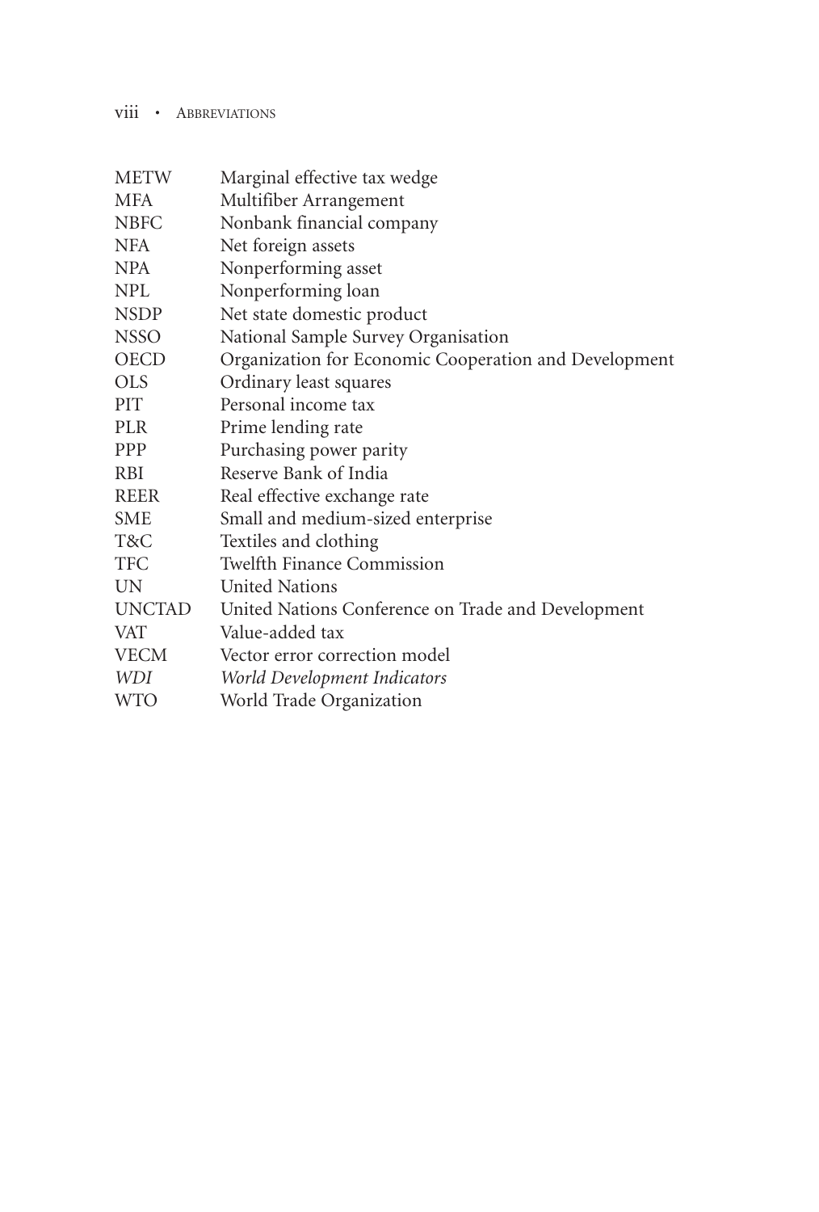| | |
|---|---|
| METW | Marginal effective tax wedge |
| MFA | Multifiber Arrangement |
| NBFC | Nonbank financial company |
| NFA | Net foreign assets |
| NPA | Nonperforming asset |
| NPL | Nonperforming loan |
| NSDP | Net state domestic product |
| NSSO | National Sample Survey Organisation |
| OECD | Organization for Economic Cooperation and Development |
| OLS | Ordinary least squares |
| PIT | Personal income tax |
| PLR | Prime lending rate |
| PPP | Purchasing power parity |
| RBI | Reserve Bank of India |
| REER | Real effective exchange rate |
| SME | Small and medium-sized enterprise |
| T&C | Textiles and clothing |
| TFC | Twelfth Finance Commission |
| UN | United Nations |
| UNCTAD | United Nations Conference on Trade and Development |
| VAT | Value-added tax |
| VECM | Vector error correction model |
| *WDI* | *World Development Indicators* |
| WTO | World Trade Organization |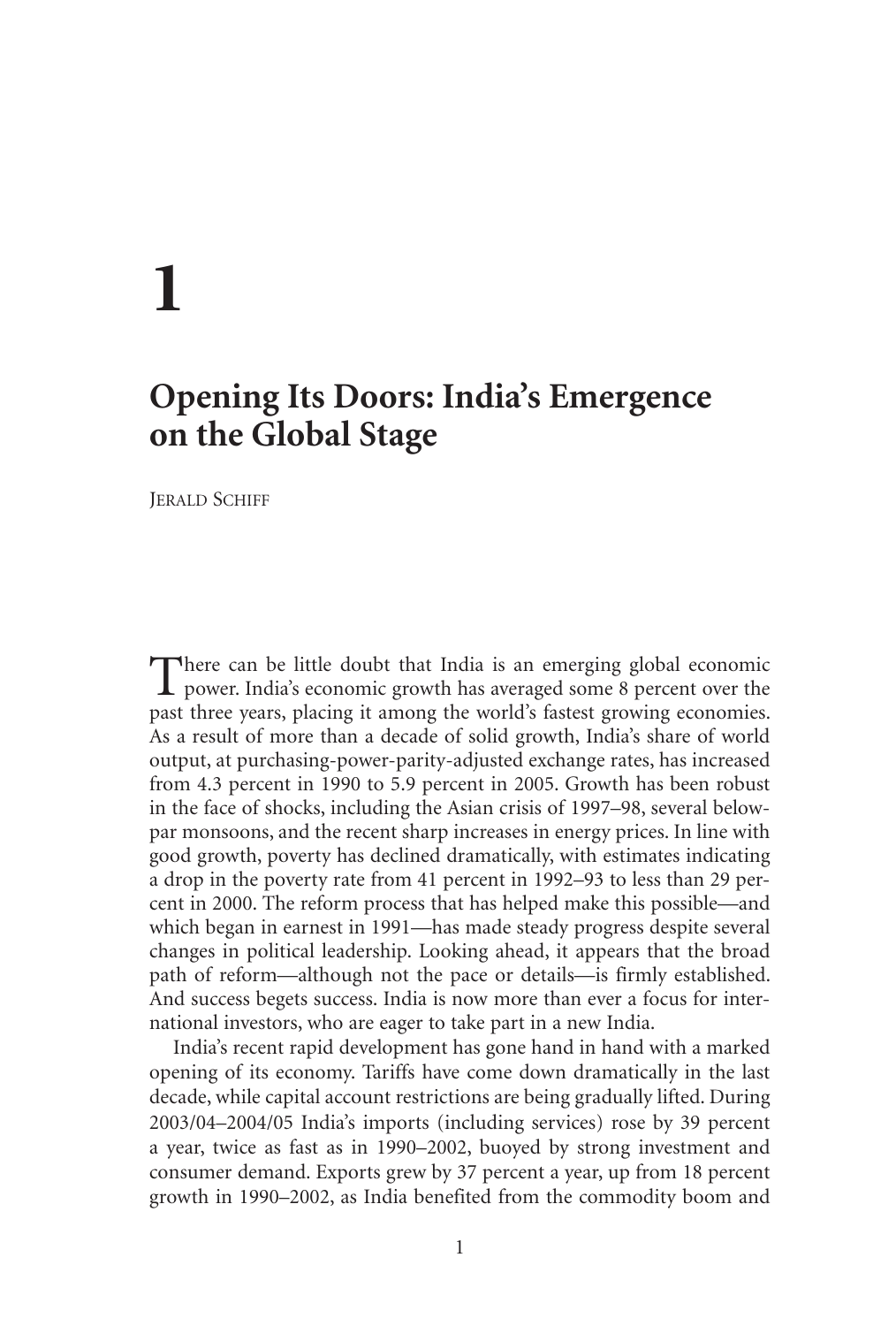# 1

## Opening Its Doors: India's Emergence on the Global Stage

Jerald Schiff

There can be little doubt that India is an emerging global economic power. India's economic growth has averaged some 8 percent over the past three years, placing it among the world's fastest growing economies. As a result of more than a decade of solid growth, India's share of world output, at purchasing-power-parity-adjusted exchange rates, has increased from 4.3 percent in 1990 to 5.9 percent in 2005. Growth has been robust in the face of shocks, including the Asian crisis of 1997–98, several below-par monsoons, and the recent sharp increases in energy prices. In line with good growth, poverty has declined dramatically, with estimates indicating a drop in the poverty rate from 41 percent in 1992–93 to less than 29 percent in 2000. The reform process that has helped make this possible—and which began in earnest in 1991—has made steady progress despite several changes in political leadership. Looking ahead, it appears that the broad path of reform—although not the pace or details—is firmly established. And success begets success. India is now more than ever a focus for international investors, who are eager to take part in a new India.

India's recent rapid development has gone hand in hand with a marked opening of its economy. Tariffs have come down dramatically in the last decade, while capital account restrictions are being gradually lifted. During 2003/04–2004/05 India's imports (including services) rose by 39 percent a year, twice as fast as in 1990–2002, buoyed by strong investment and consumer demand. Exports grew by 37 percent a year, up from 18 percent growth in 1990–2002, as India benefited from the commodity boom and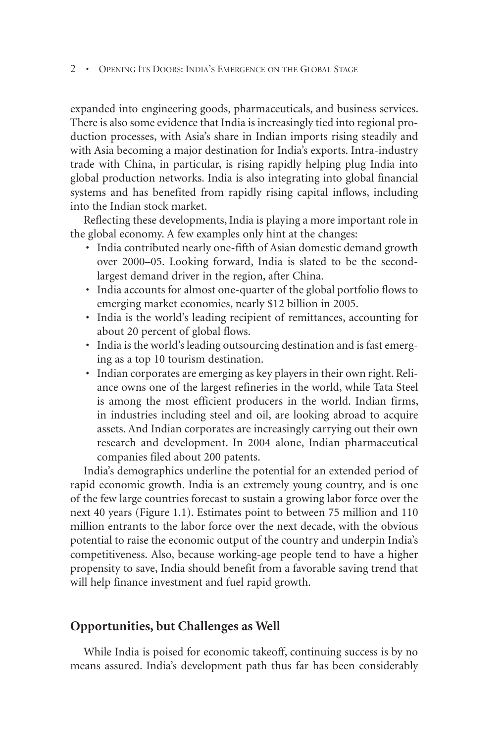expanded into engineering goods, pharmaceuticals, and business services. There is also some evidence that India is increasingly tied into regional production processes, with Asia's share in Indian imports rising steadily and with Asia becoming a major destination for India's exports. Intra-industry trade with China, in particular, is rising rapidly helping plug India into global production networks. India is also integrating into global financial systems and has benefited from rapidly rising capital inflows, including into the Indian stock market.

Reflecting these developments, India is playing a more important role in the global economy. A few examples only hint at the changes:

- India contributed nearly one-fifth of Asian domestic demand growth over 2000–05. Looking forward, India is slated to be the second-largest demand driver in the region, after China.
- India accounts for almost one-quarter of the global portfolio flows to emerging market economies, nearly $12 billion in 2005.
- India is the world's leading recipient of remittances, accounting for about 20 percent of global flows.
- India is the world's leading outsourcing destination and is fast emerging as a top 10 tourism destination.
- Indian corporates are emerging as key players in their own right. Reliance owns one of the largest refineries in the world, while Tata Steel is among the most efficient producers in the world. Indian firms, in industries including steel and oil, are looking abroad to acquire assets. And Indian corporates are increasingly carrying out their own research and development. In 2004 alone, Indian pharmaceutical companies filed about 200 patents.

India's demographics underline the potential for an extended period of rapid economic growth. India is an extremely young country, and is one of the few large countries forecast to sustain a growing labor force over the next 40 years (Figure 1.1). Estimates point to between 75 million and 110 million entrants to the labor force over the next decade, with the obvious potential to raise the economic output of the country and underpin India's competitiveness. Also, because working-age people tend to have a higher propensity to save, India should benefit from a favorable saving trend that will help finance investment and fuel rapid growth.

## Opportunities, but Challenges as Well

While India is poised for economic takeoff, continuing success is by no means assured. India's development path thus far has been considerably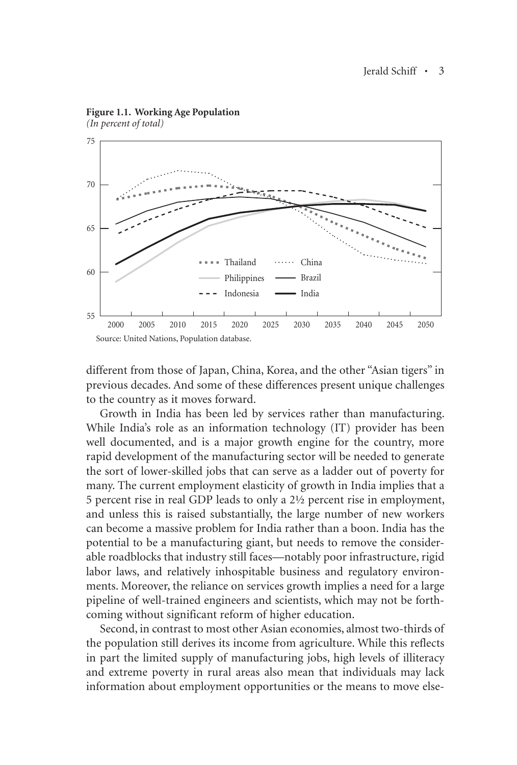**Figure 1.1. Working Age Population**
*(In percent of total)*

Source: United Nations, Population database.

different from those of Japan, China, Korea, and the other "Asian tigers" in previous decades. And some of these differences present unique challenges to the country as it moves forward.

Growth in India has been led by services rather than manufacturing. While India's role as an information technology (IT) provider has been well documented, and is a major growth engine for the country, more rapid development of the manufacturing sector will be needed to generate the sort of lower-skilled jobs that can serve as a ladder out of poverty for many. The current employment elasticity of growth in India implies that a 5 percent rise in real GDP leads to only a 2½ percent rise in employment, and unless this is raised substantially, the large number of new workers can become a massive problem for India rather than a boon. India has the potential to be a manufacturing giant, but needs to remove the considerable roadblocks that industry still faces—notably poor infrastructure, rigid labor laws, and relatively inhospitable business and regulatory environments. Moreover, the reliance on services growth implies a need for a large pipeline of well-trained engineers and scientists, which may not be forthcoming without significant reform of higher education.

Second, in contrast to most other Asian economies, almost two-thirds of the population still derives its income from agriculture. While this reflects in part the limited supply of manufacturing jobs, high levels of illiteracy and extreme poverty in rural areas also mean that individuals may lack information about employment opportunities or the means to move else-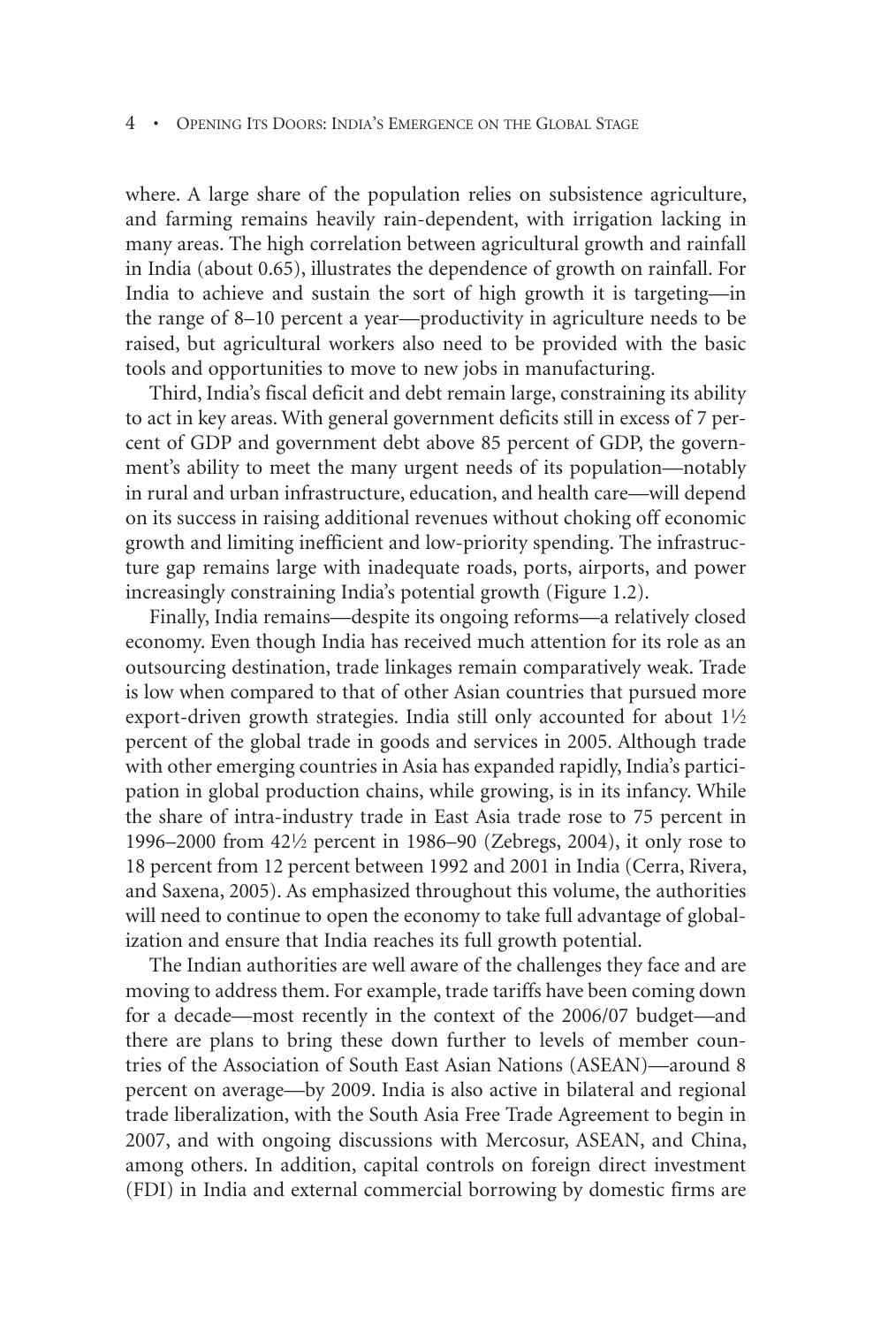where. A large share of the population relies on subsistence agriculture, and farming remains heavily rain-dependent, with irrigation lacking in many areas. The high correlation between agricultural growth and rainfall in India (about 0.65), illustrates the dependence of growth on rainfall. For India to achieve and sustain the sort of high growth it is targeting—in the range of 8–10 percent a year—productivity in agriculture needs to be raised, but agricultural workers also need to be provided with the basic tools and opportunities to move to new jobs in manufacturing.

Third, India's fiscal deficit and debt remain large, constraining its ability to act in key areas. With general government deficits still in excess of 7 percent of GDP and government debt above 85 percent of GDP, the government's ability to meet the many urgent needs of its population—notably in rural and urban infrastructure, education, and health care—will depend on its success in raising additional revenues without choking off economic growth and limiting inefficient and low-priority spending. The infrastructure gap remains large with inadequate roads, ports, airports, and power increasingly constraining India's potential growth (Figure 1.2).

Finally, India remains—despite its ongoing reforms—a relatively closed economy. Even though India has received much attention for its role as an outsourcing destination, trade linkages remain comparatively weak. Trade is low when compared to that of other Asian countries that pursued more export-driven growth strategies. India still only accounted for about 1½ percent of the global trade in goods and services in 2005. Although trade with other emerging countries in Asia has expanded rapidly, India's participation in global production chains, while growing, is in its infancy. While the share of intra-industry trade in East Asia trade rose to 75 percent in 1996–2000 from 42½ percent in 1986–90 (Zebregs, 2004), it only rose to 18 percent from 12 percent between 1992 and 2001 in India (Cerra, Rivera, and Saxena, 2005). As emphasized throughout this volume, the authorities will need to continue to open the economy to take full advantage of globalization and ensure that India reaches its full growth potential.

The Indian authorities are well aware of the challenges they face and are moving to address them. For example, trade tariffs have been coming down for a decade—most recently in the context of the 2006/07 budget—and there are plans to bring these down further to levels of member countries of the Association of South East Asian Nations (ASEAN)—around 8 percent on average—by 2009. India is also active in bilateral and regional trade liberalization, with the South Asia Free Trade Agreement to begin in 2007, and with ongoing discussions with Mercosur, ASEAN, and China, among others. In addition, capital controls on foreign direct investment (FDI) in India and external commercial borrowing by domestic firms are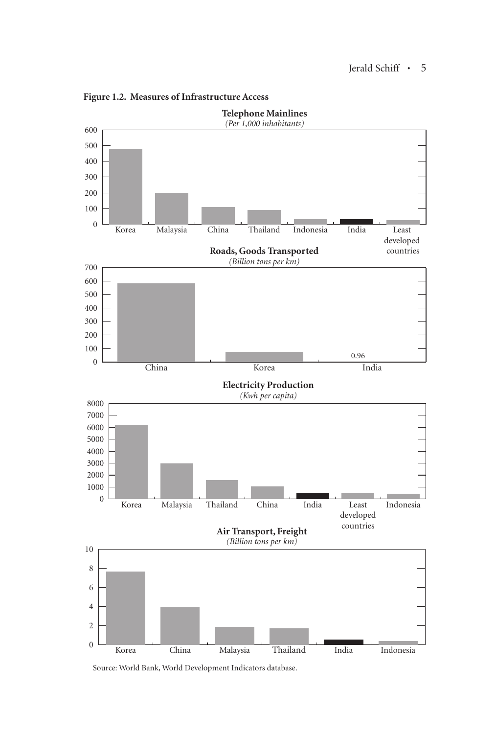**Figure 1.2. Measures of Infrastructure Access**

**Telephone Mainlines**
*(Per 1,000 inhabitants)*

**Roads, Goods Transported**
*(Billion tons per km)*

**Electricity Production**
*(Kwh per capita)*

**Air Transport, Freight**
*(Billion tons per km)*

Source: World Bank, World Development Indicators database.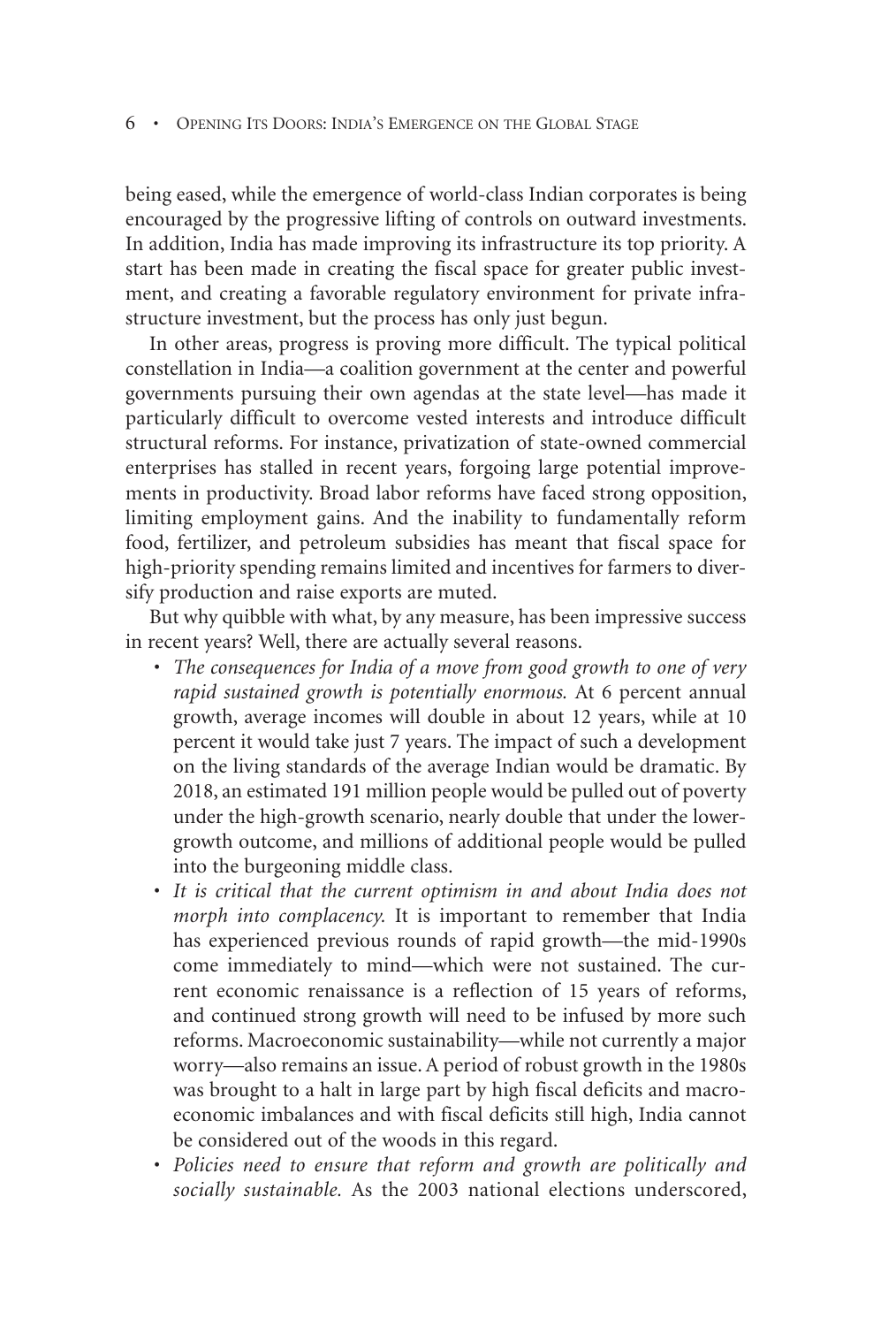being eased, while the emergence of world-class Indian corporates is being encouraged by the progressive lifting of controls on outward investments. In addition, India has made improving its infrastructure its top priority. A start has been made in creating the fiscal space for greater public investment, and creating a favorable regulatory environment for private infrastructure investment, but the process has only just begun.

In other areas, progress is proving more difficult. The typical political constellation in India—a coalition government at the center and powerful governments pursuing their own agendas at the state level—has made it particularly difficult to overcome vested interests and introduce difficult structural reforms. For instance, privatization of state-owned commercial enterprises has stalled in recent years, forgoing large potential improvements in productivity. Broad labor reforms have faced strong opposition, limiting employment gains. And the inability to fundamentally reform food, fertilizer, and petroleum subsidies has meant that fiscal space for high-priority spending remains limited and incentives for farmers to diversify production and raise exports are muted.

But why quibble with what, by any measure, has been impressive success in recent years? Well, there are actually several reasons.

- *The consequences for India of a move from good growth to one of very rapid sustained growth is potentially enormous.* At 6 percent annual growth, average incomes will double in about 12 years, while at 10 percent it would take just 7 years. The impact of such a development on the living standards of the average Indian would be dramatic. By 2018, an estimated 191 million people would be pulled out of poverty under the high-growth scenario, nearly double that under the lower-growth outcome, and millions of additional people would be pulled into the burgeoning middle class.
- *It is critical that the current optimism in and about India does not morph into complacency.* It is important to remember that India has experienced previous rounds of rapid growth—the mid-1990s come immediately to mind—which were not sustained. The current economic renaissance is a reflection of 15 years of reforms, and continued strong growth will need to be infused by more such reforms. Macroeconomic sustainability—while not currently a major worry—also remains an issue. A period of robust growth in the 1980s was brought to a halt in large part by high fiscal deficits and macroeconomic imbalances and with fiscal deficits still high, India cannot be considered out of the woods in this regard.
- *Policies need to ensure that reform and growth are politically and socially sustainable.* As the 2003 national elections underscored,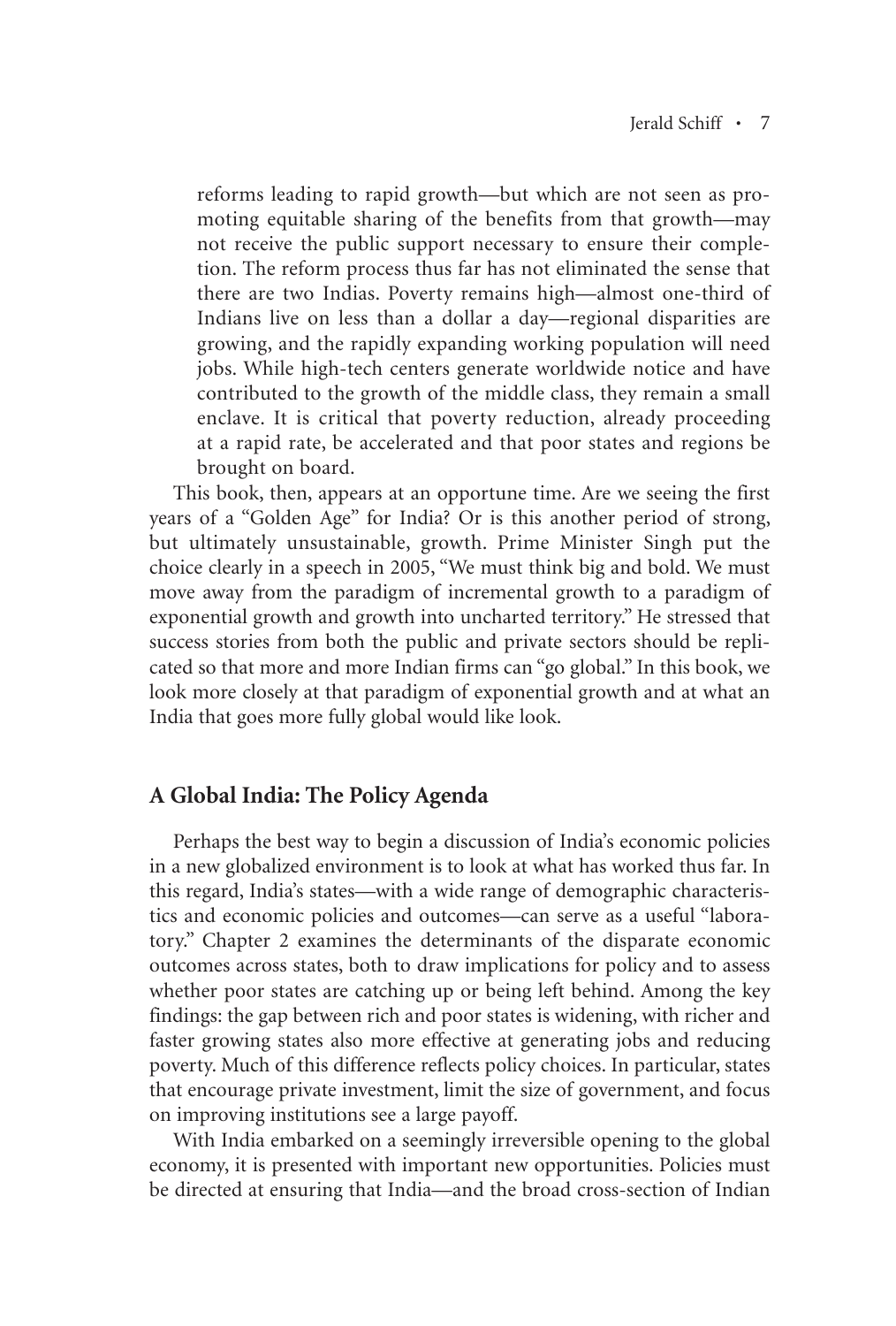> reforms leading to rapid growth—but which are not seen as promoting equitable sharing of the benefits from that growth—may not receive the public support necessary to ensure their completion. The reform process thus far has not eliminated the sense that there are two Indias. Poverty remains high—almost one-third of Indians live on less than a dollar a day—regional disparities are growing, and the rapidly expanding working population will need jobs. While high-tech centers generate worldwide notice and have contributed to the growth of the middle class, they remain a small enclave. It is critical that poverty reduction, already proceeding at a rapid rate, be accelerated and that poor states and regions be brought on board.

This book, then, appears at an opportune time. Are we seeing the first years of a "Golden Age" for India? Or is this another period of strong, but ultimately unsustainable, growth. Prime Minister Singh put the choice clearly in a speech in 2005, "We must think big and bold. We must move away from the paradigm of incremental growth to a paradigm of exponential growth and growth into uncharted territory." He stressed that success stories from both the public and private sectors should be replicated so that more and more Indian firms can "go global." In this book, we look more closely at that paradigm of exponential growth and at what an India that goes more fully global would like look.

## A Global India: The Policy Agenda

Perhaps the best way to begin a discussion of India's economic policies in a new globalized environment is to look at what has worked thus far. In this regard, India's states—with a wide range of demographic characteristics and economic policies and outcomes—can serve as a useful "laboratory." Chapter 2 examines the determinants of the disparate economic outcomes across states, both to draw implications for policy and to assess whether poor states are catching up or being left behind. Among the key findings: the gap between rich and poor states is widening, with richer and faster growing states also more effective at generating jobs and reducing poverty. Much of this difference reflects policy choices. In particular, states that encourage private investment, limit the size of government, and focus on improving institutions see a large payoff.

With India embarked on a seemingly irreversible opening to the global economy, it is presented with important new opportunities. Policies must be directed at ensuring that India—and the broad cross-section of Indian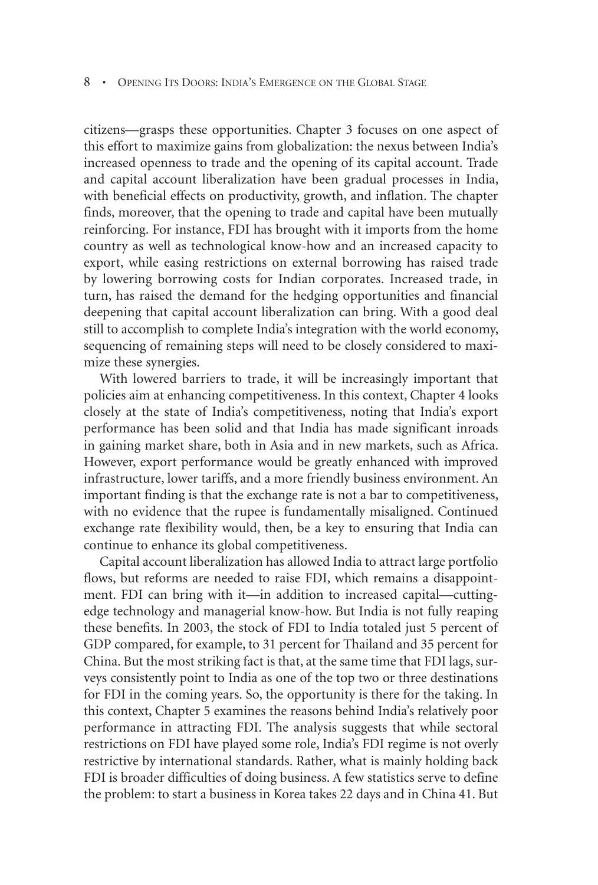citizens—grasps these opportunities. Chapter 3 focuses on one aspect of this effort to maximize gains from globalization: the nexus between India's increased openness to trade and the opening of its capital account. Trade and capital account liberalization have been gradual processes in India, with beneficial effects on productivity, growth, and inflation. The chapter finds, moreover, that the opening to trade and capital have been mutually reinforcing. For instance, FDI has brought with it imports from the home country as well as technological know-how and an increased capacity to export, while easing restrictions on external borrowing has raised trade by lowering borrowing costs for Indian corporates. Increased trade, in turn, has raised the demand for the hedging opportunities and financial deepening that capital account liberalization can bring. With a good deal still to accomplish to complete India's integration with the world economy, sequencing of remaining steps will need to be closely considered to maximize these synergies.

With lowered barriers to trade, it will be increasingly important that policies aim at enhancing competitiveness. In this context, Chapter 4 looks closely at the state of India's competitiveness, noting that India's export performance has been solid and that India has made significant inroads in gaining market share, both in Asia and in new markets, such as Africa. However, export performance would be greatly enhanced with improved infrastructure, lower tariffs, and a more friendly business environment. An important finding is that the exchange rate is not a bar to competitiveness, with no evidence that the rupee is fundamentally misaligned. Continued exchange rate flexibility would, then, be a key to ensuring that India can continue to enhance its global competitiveness.

Capital account liberalization has allowed India to attract large portfolio flows, but reforms are needed to raise FDI, which remains a disappointment. FDI can bring with it—in addition to increased capital—cutting-edge technology and managerial know-how. But India is not fully reaping these benefits. In 2003, the stock of FDI to India totaled just 5 percent of GDP compared, for example, to 31 percent for Thailand and 35 percent for China. But the most striking fact is that, at the same time that FDI lags, surveys consistently point to India as one of the top two or three destinations for FDI in the coming years. So, the opportunity is there for the taking. In this context, Chapter 5 examines the reasons behind India's relatively poor performance in attracting FDI. The analysis suggests that while sectoral restrictions on FDI have played some role, India's FDI regime is not overly restrictive by international standards. Rather, what is mainly holding back FDI is broader difficulties of doing business. A few statistics serve to define the problem: to start a business in Korea takes 22 days and in China 41. But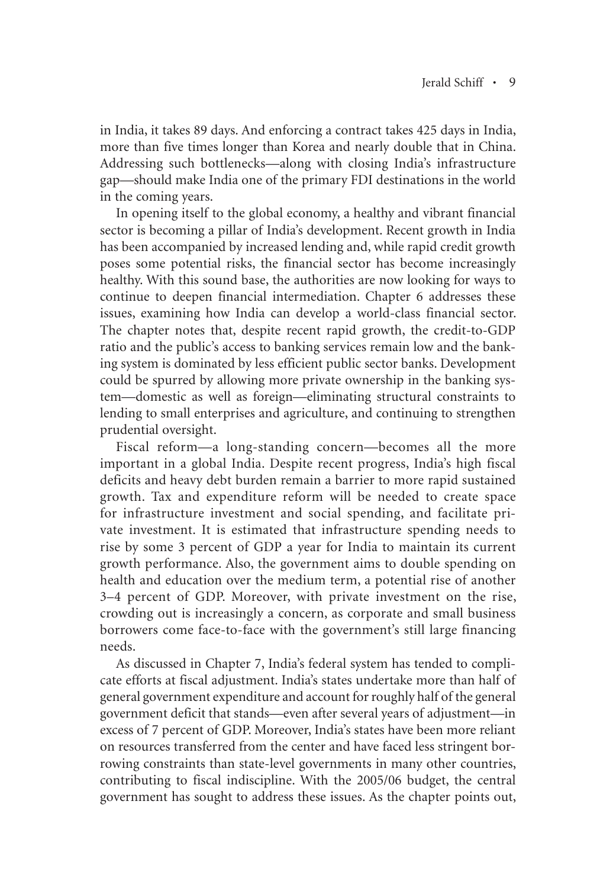in India, it takes 89 days. And enforcing a contract takes 425 days in India, more than five times longer than Korea and nearly double that in China. Addressing such bottlenecks—along with closing India's infrastructure gap—should make India one of the primary FDI destinations in the world in the coming years.

In opening itself to the global economy, a healthy and vibrant financial sector is becoming a pillar of India's development. Recent growth in India has been accompanied by increased lending and, while rapid credit growth poses some potential risks, the financial sector has become increasingly healthy. With this sound base, the authorities are now looking for ways to continue to deepen financial intermediation. Chapter 6 addresses these issues, examining how India can develop a world-class financial sector. The chapter notes that, despite recent rapid growth, the credit-to-GDP ratio and the public's access to banking services remain low and the banking system is dominated by less efficient public sector banks. Development could be spurred by allowing more private ownership in the banking system—domestic as well as foreign—eliminating structural constraints to lending to small enterprises and agriculture, and continuing to strengthen prudential oversight.

Fiscal reform—a long-standing concern—becomes all the more important in a global India. Despite recent progress, India's high fiscal deficits and heavy debt burden remain a barrier to more rapid sustained growth. Tax and expenditure reform will be needed to create space for infrastructure investment and social spending, and facilitate private investment. It is estimated that infrastructure spending needs to rise by some 3 percent of GDP a year for India to maintain its current growth performance. Also, the government aims to double spending on health and education over the medium term, a potential rise of another 3–4 percent of GDP. Moreover, with private investment on the rise, crowding out is increasingly a concern, as corporate and small business borrowers come face-to-face with the government's still large financing needs.

As discussed in Chapter 7, India's federal system has tended to complicate efforts at fiscal adjustment. India's states undertake more than half of general government expenditure and account for roughly half of the general government deficit that stands—even after several years of adjustment—in excess of 7 percent of GDP. Moreover, India's states have been more reliant on resources transferred from the center and have faced less stringent borrowing constraints than state-level governments in many other countries, contributing to fiscal indiscipline. With the 2005/06 budget, the central government has sought to address these issues. As the chapter points out,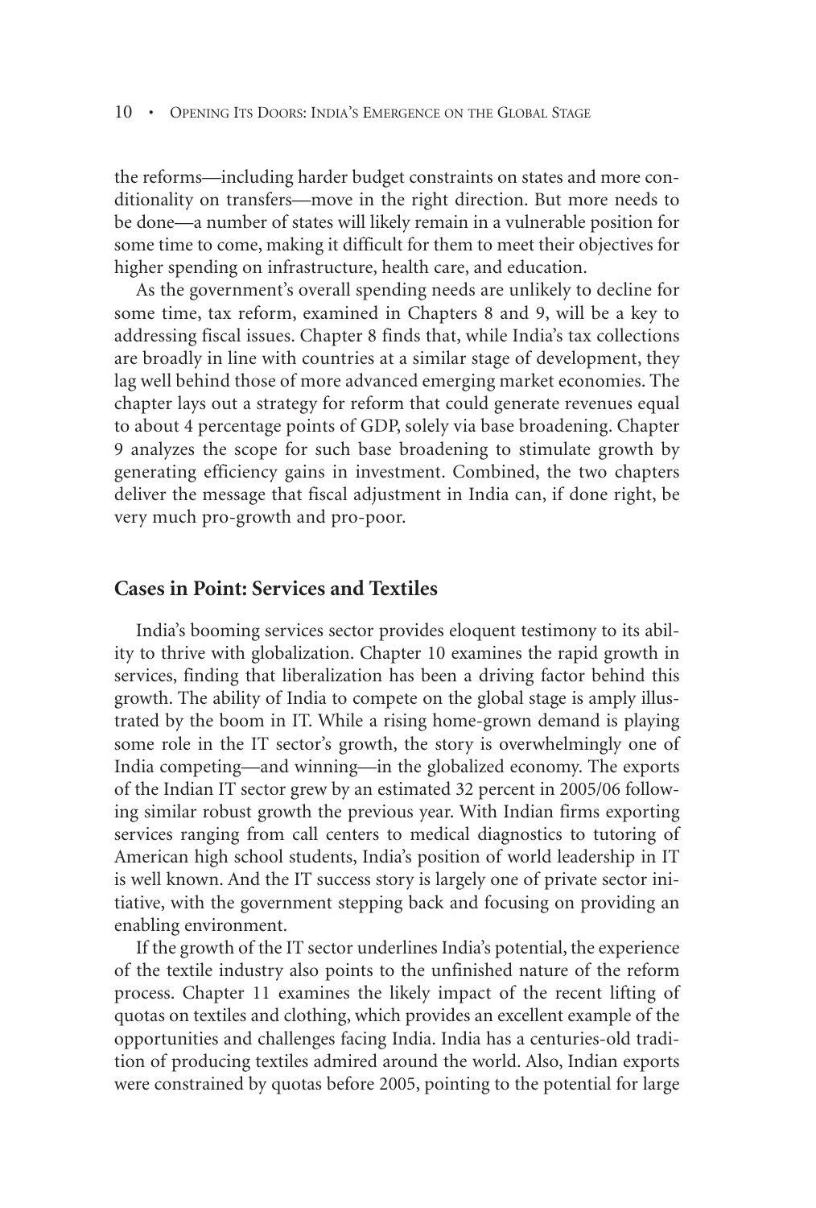the reforms—including harder budget constraints on states and more conditionality on transfers—move in the right direction. But more needs to be done—a number of states will likely remain in a vulnerable position for some time to come, making it difficult for them to meet their objectives for higher spending on infrastructure, health care, and education.

As the government's overall spending needs are unlikely to decline for some time, tax reform, examined in Chapters 8 and 9, will be a key to addressing fiscal issues. Chapter 8 finds that, while India's tax collections are broadly in line with countries at a similar stage of development, they lag well behind those of more advanced emerging market economies. The chapter lays out a strategy for reform that could generate revenues equal to about 4 percentage points of GDP, solely via base broadening. Chapter 9 analyzes the scope for such base broadening to stimulate growth by generating efficiency gains in investment. Combined, the two chapters deliver the message that fiscal adjustment in India can, if done right, be very much pro-growth and pro-poor.

## Cases in Point: Services and Textiles

India's booming services sector provides eloquent testimony to its ability to thrive with globalization. Chapter 10 examines the rapid growth in services, finding that liberalization has been a driving factor behind this growth. The ability of India to compete on the global stage is amply illustrated by the boom in IT. While a rising home-grown demand is playing some role in the IT sector's growth, the story is overwhelmingly one of India competing—and winning—in the globalized economy. The exports of the Indian IT sector grew by an estimated 32 percent in 2005/06 following similar robust growth the previous year. With Indian firms exporting services ranging from call centers to medical diagnostics to tutoring of American high school students, India's position of world leadership in IT is well known. And the IT success story is largely one of private sector initiative, with the government stepping back and focusing on providing an enabling environment.

If the growth of the IT sector underlines India's potential, the experience of the textile industry also points to the unfinished nature of the reform process. Chapter 11 examines the likely impact of the recent lifting of quotas on textiles and clothing, which provides an excellent example of the opportunities and challenges facing India. India has a centuries-old tradition of producing textiles admired around the world. Also, Indian exports were constrained by quotas before 2005, pointing to the potential for large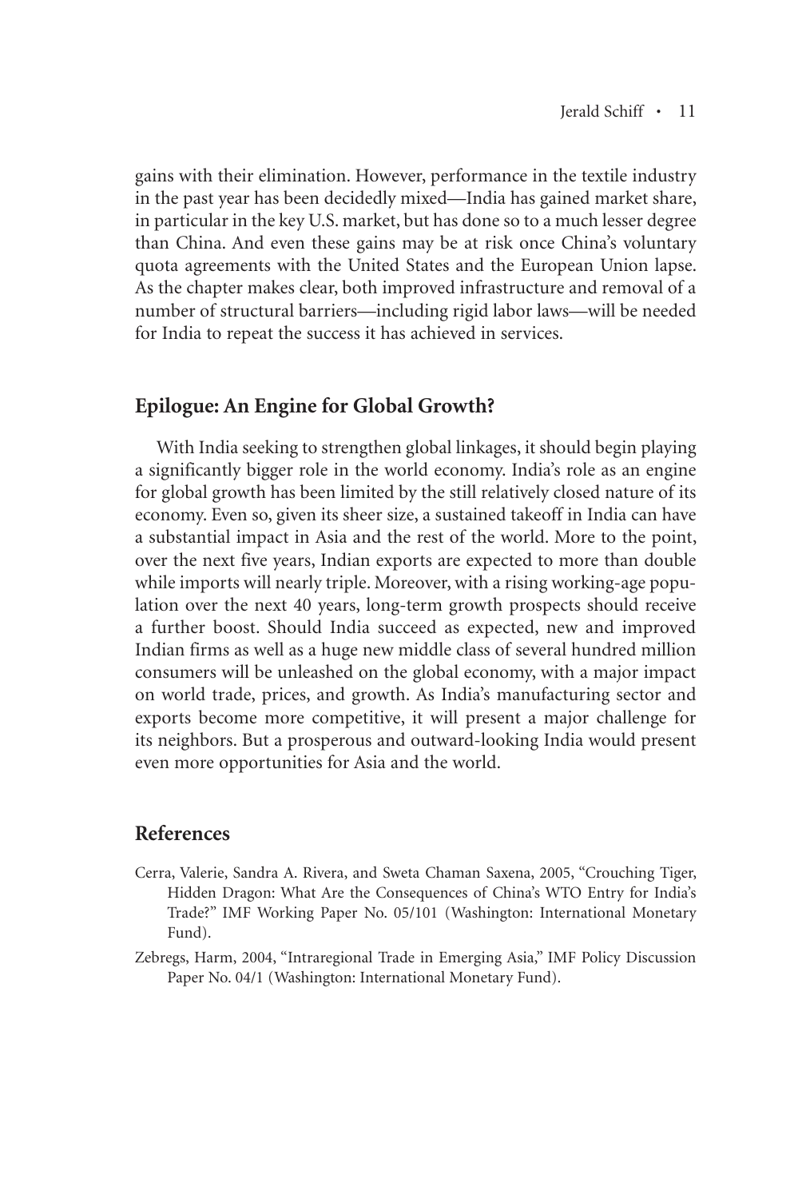gains with their elimination. However, performance in the textile industry in the past year has been decidedly mixed—India has gained market share, in particular in the key U.S. market, but has done so to a much lesser degree than China. And even these gains may be at risk once China's voluntary quota agreements with the United States and the European Union lapse. As the chapter makes clear, both improved infrastructure and removal of a number of structural barriers—including rigid labor laws—will be needed for India to repeat the success it has achieved in services.

## Epilogue: An Engine for Global Growth?

With India seeking to strengthen global linkages, it should begin playing a significantly bigger role in the world economy. India's role as an engine for global growth has been limited by the still relatively closed nature of its economy. Even so, given its sheer size, a sustained takeoff in India can have a substantial impact in Asia and the rest of the world. More to the point, over the next five years, Indian exports are expected to more than double while imports will nearly triple. Moreover, with a rising working-age population over the next 40 years, long-term growth prospects should receive a further boost. Should India succeed as expected, new and improved Indian firms as well as a huge new middle class of several hundred million consumers will be unleashed on the global economy, with a major impact on world trade, prices, and growth. As India's manufacturing sector and exports become more competitive, it will present a major challenge for its neighbors. But a prosperous and outward-looking India would present even more opportunities for Asia and the world.

## References

Cerra, Valerie, Sandra A. Rivera, and Sweta Chaman Saxena, 2005, "Crouching Tiger, Hidden Dragon: What Are the Consequences of China's WTO Entry for India's Trade?" IMF Working Paper No. 05/101 (Washington: International Monetary Fund).

Zebregs, Harm, 2004, "Intraregional Trade in Emerging Asia," IMF Policy Discussion Paper No. 04/1 (Washington: International Monetary Fund).